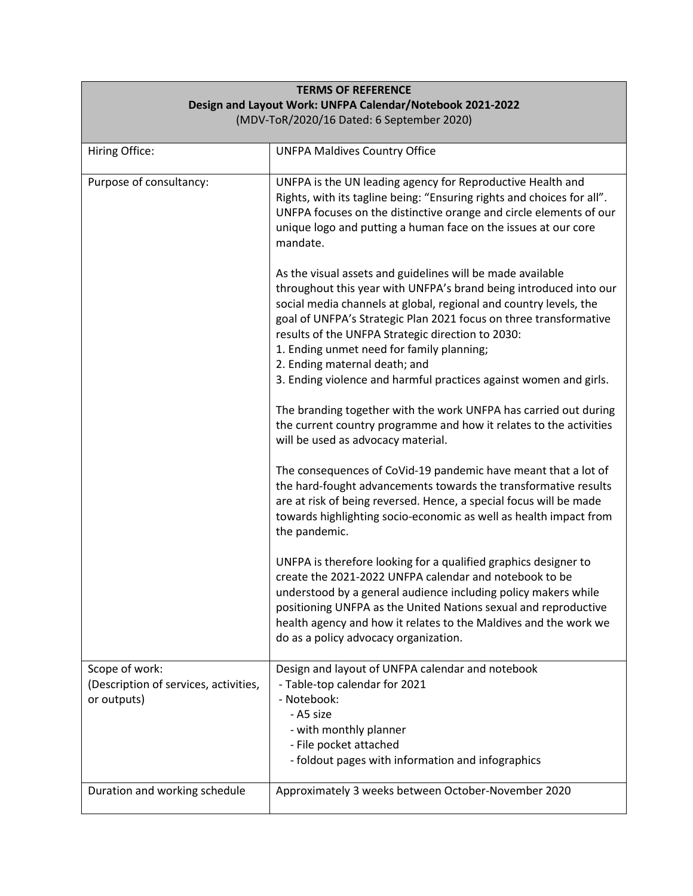**TERMS OF REFERENCE**
**Design and Layout Work: UNFPA Calendar/Notebook 2021-2022**
(MDV-ToR/2020/16 Dated: 6 September 2020)

| | |
|---|---|
| Hiring Office: | UNFPA Maldives Country Office |
| Purpose of consultancy: | UNFPA is the UN leading agency for Reproductive Health and Rights, with its tagline being: "Ensuring rights and choices for all". UNFPA focuses on the distinctive orange and circle elements of our unique logo and putting a human face on the issues at our core mandate.<br><br>As the visual assets and guidelines will be made available throughout this year with UNFPA's brand being introduced into our social media channels at global, regional and country levels, the goal of UNFPA's Strategic Plan 2021 focus on three transformative results of the UNFPA Strategic direction to 2030:<br>1. Ending unmet need for family planning;<br>2. Ending maternal death; and<br>3. Ending violence and harmful practices against women and girls.<br><br>The branding together with the work UNFPA has carried out during the current country programme and how it relates to the activities will be used as advocacy material.<br><br>The consequences of CoVid-19 pandemic have meant that a lot of the hard-fought advancements towards the transformative results are at risk of being reversed. Hence, a special focus will be made towards highlighting socio-economic as well as health impact from the pandemic.<br><br>UNFPA is therefore looking for a qualified graphics designer to create the 2021-2022 UNFPA calendar and notebook to be understood by a general audience including policy makers while positioning UNFPA as the United Nations sexual and reproductive health agency and how it relates to the Maldives and the work we do as a policy advocacy organization. |
| Scope of work:<br>(Description of services, activities, or outputs) | Design and layout of UNFPA calendar and notebook<br>- Table-top calendar for 2021<br>- Notebook:<br>&nbsp;&nbsp;- A5 size<br>&nbsp;&nbsp;- with monthly planner<br>&nbsp;&nbsp;- File pocket attached<br>&nbsp;&nbsp;- foldout pages with information and infographics |
| Duration and working schedule | Approximately 3 weeks between October-November 2020 |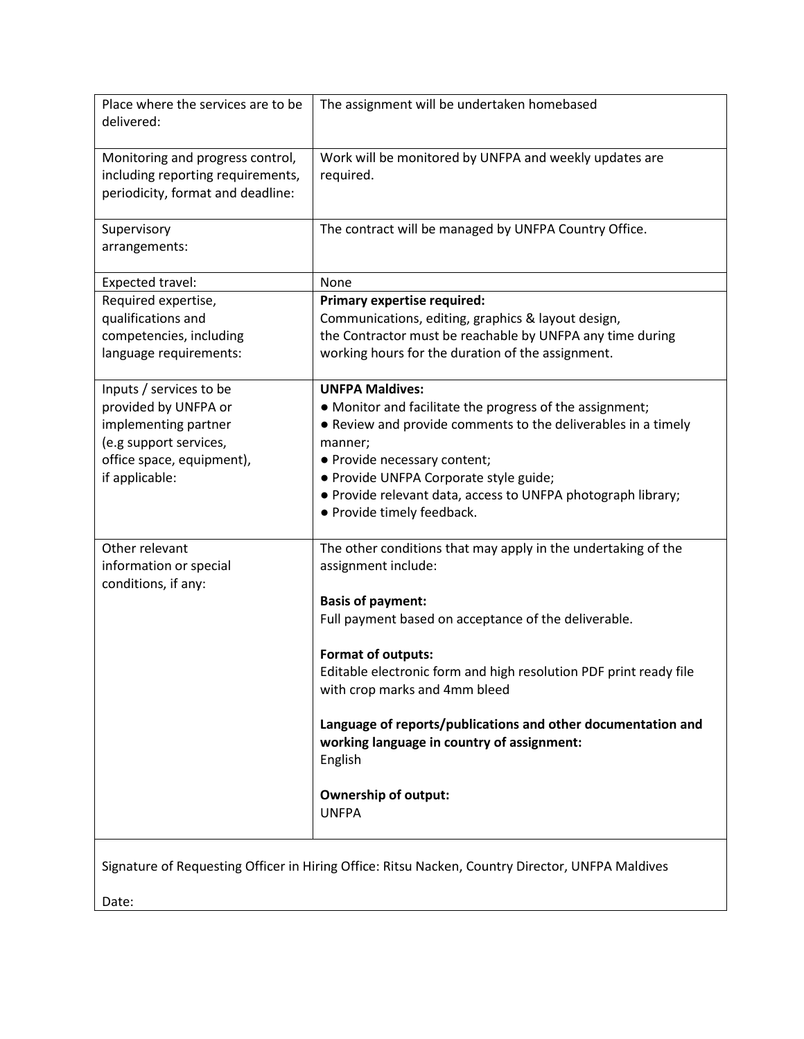| | |
|---|---|
| Place where the services are to be delivered: | The assignment will be undertaken homebased |
| Monitoring and progress control, including reporting requirements, periodicity, format and deadline: | Work will be monitored by UNFPA and weekly updates are required. |
| Supervisory arrangements: | The contract will be managed by UNFPA Country Office. |
| Expected travel: | None |
| Required expertise, qualifications and competencies, including language requirements: | **Primary expertise required:**<br>Communications, editing, graphics & layout design,<br>the Contractor must be reachable by UNFPA any time during working hours for the duration of the assignment. |
| Inputs / services to be provided by UNFPA or implementing partner (e.g support services, office space, equipment), if applicable: | **UNFPA Maldives:**<br>● Monitor and facilitate the progress of the assignment;<br>● Review and provide comments to the deliverables in a timely manner;<br>● Provide necessary content;<br>● Provide UNFPA Corporate style guide;<br>● Provide relevant data, access to UNFPA photograph library;<br>● Provide timely feedback. |
| Other relevant information or special conditions, if any: | The other conditions that may apply in the undertaking of the assignment include:<br><br>**Basis of payment:**<br>Full payment based on acceptance of the deliverable.<br><br>**Format of outputs:**<br>Editable electronic form and high resolution PDF print ready file with crop marks and 4mm bleed<br><br>**Language of reports/publications and other documentation and working language in country of assignment:**<br>English<br><br>**Ownership of output:**<br>UNFPA |

Signature of Requesting Officer in Hiring Office: Ritsu Nacken, Country Director, UNFPA Maldives

Date: